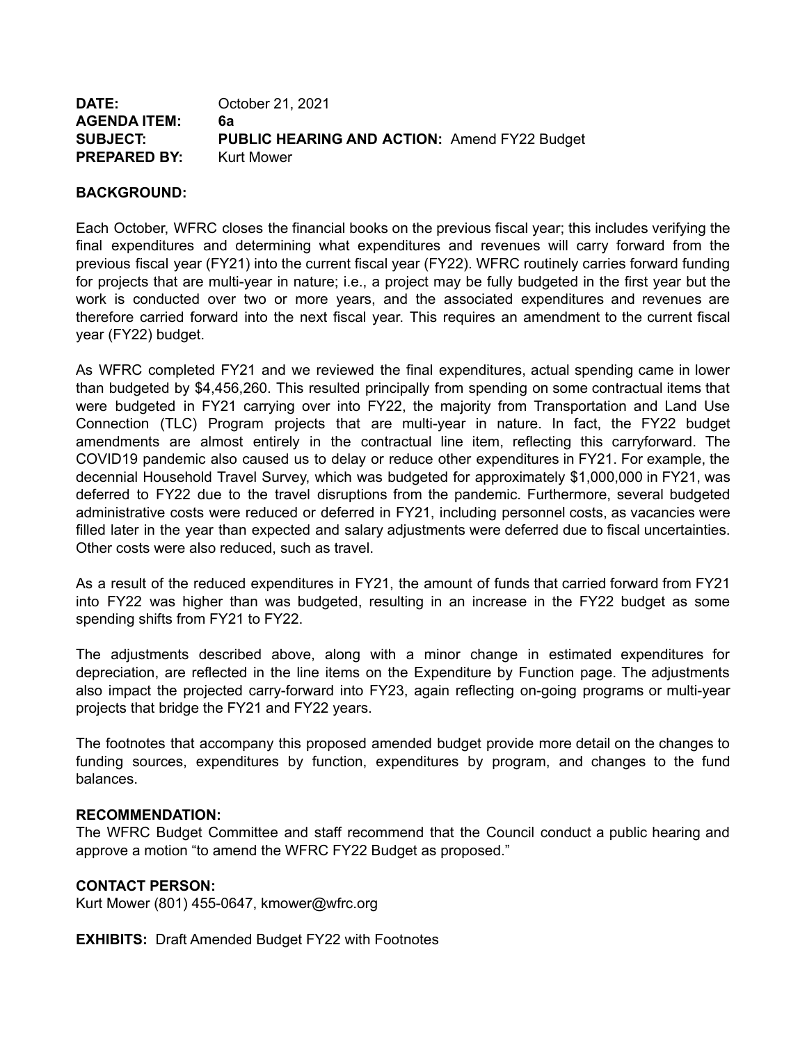**DATE:** October 21, 2021
**AGENDA ITEM:** **6a**
**SUBJECT:** **PUBLIC HEARING AND ACTION:** Amend FY22 Budget
**PREPARED BY:** Kurt Mower

**BACKGROUND:**

Each October, WFRC closes the financial books on the previous fiscal year; this includes verifying the final expenditures and determining what expenditures and revenues will carry forward from the previous fiscal year (FY21) into the current fiscal year (FY22). WFRC routinely carries forward funding for projects that are multi-year in nature; i.e., a project may be fully budgeted in the first year but the work is conducted over two or more years, and the associated expenditures and revenues are therefore carried forward into the next fiscal year. This requires an amendment to the current fiscal year (FY22) budget.

As WFRC completed FY21 and we reviewed the final expenditures, actual spending came in lower than budgeted by $4,456,260. This resulted principally from spending on some contractual items that were budgeted in FY21 carrying over into FY22, the majority from Transportation and Land Use Connection (TLC) Program projects that are multi-year in nature. In fact, the FY22 budget amendments are almost entirely in the contractual line item, reflecting this carryforward. The COVID19 pandemic also caused us to delay or reduce other expenditures in FY21. For example, the decennial Household Travel Survey, which was budgeted for approximately $1,000,000 in FY21, was deferred to FY22 due to the travel disruptions from the pandemic. Furthermore, several budgeted administrative costs were reduced or deferred in FY21, including personnel costs, as vacancies were filled later in the year than expected and salary adjustments were deferred due to fiscal uncertainties. Other costs were also reduced, such as travel.

As a result of the reduced expenditures in FY21, the amount of funds that carried forward from FY21 into FY22 was higher than was budgeted, resulting in an increase in the FY22 budget as some spending shifts from FY21 to FY22.

The adjustments described above, along with a minor change in estimated expenditures for depreciation, are reflected in the line items on the Expenditure by Function page. The adjustments also impact the projected carry-forward into FY23, again reflecting on-going programs or multi-year projects that bridge the FY21 and FY22 years.

The footnotes that accompany this proposed amended budget provide more detail on the changes to funding sources, expenditures by function, expenditures by program, and changes to the fund balances.

**RECOMMENDATION:**
The WFRC Budget Committee and staff recommend that the Council conduct a public hearing and approve a motion "to amend the WFRC FY22 Budget as proposed."

**CONTACT PERSON:**
Kurt Mower (801) 455-0647, kmower@wfrc.org

**EXHIBITS:** Draft Amended Budget FY22 with Footnotes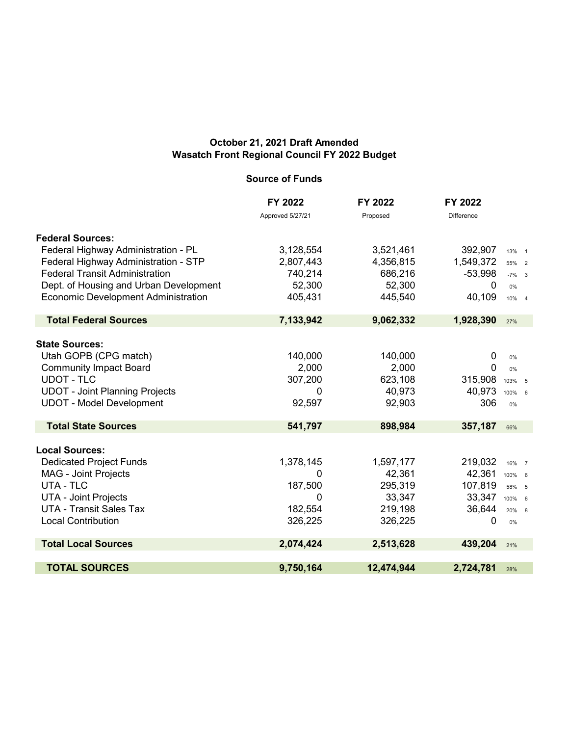**October 21, 2021 Draft Amended**
**Wasatch Front Regional Council FY 2022 Budget**

**Source of Funds**

| | FY 2022<br>Approved 5/27/21 | FY 2022<br>Proposed | FY 2022<br>Difference | | |
|---|---|---|---|---|---|
| **Federal Sources:** | | | | | |
| Federal Highway Administration - PL | 3,128,554 | 3,521,461 | 392,907 | 13% | 1 |
| Federal Highway Administration - STP | 2,807,443 | 4,356,815 | 1,549,372 | 55% | 2 |
| Federal Transit Administration | 740,214 | 686,216 | -53,998 | -7% | 3 |
| Dept. of Housing and Urban Development | 52,300 | 52,300 | 0 | 0% | |
| Economic Development Administration | 405,431 | 445,540 | 40,109 | 10% | 4 |
| **Total Federal Sources** | **7,133,942** | **9,062,332** | **1,928,390** | 27% | |
| **State Sources:** | | | | | |
| Utah GOPB (CPG match) | 140,000 | 140,000 | 0 | 0% | |
| Community Impact Board | 2,000 | 2,000 | 0 | 0% | |
| UDOT - TLC | 307,200 | 623,108 | 315,908 | 103% | 5 |
| UDOT - Joint Planning Projects | 0 | 40,973 | 40,973 | 100% | 6 |
| UDOT - Model Development | 92,597 | 92,903 | 306 | 0% | |
| **Total State Sources** | **541,797** | **898,984** | **357,187** | 66% | |
| **Local Sources:** | | | | | |
| Dedicated Project Funds | 1,378,145 | 1,597,177 | 219,032 | 16% | 7 |
| MAG - Joint Projects | 0 | 42,361 | 42,361 | 100% | 6 |
| UTA - TLC | 187,500 | 295,319 | 107,819 | 58% | 5 |
| UTA - Joint Projects | 0 | 33,347 | 33,347 | 100% | 6 |
| UTA - Transit Sales Tax | 182,554 | 219,198 | 36,644 | 20% | 8 |
| Local Contribution | 326,225 | 326,225 | 0 | 0% | |
| **Total Local Sources** | **2,074,424** | **2,513,628** | **439,204** | 21% | |
| **TOTAL SOURCES** | **9,750,164** | **12,474,944** | **2,724,781** | 28% | |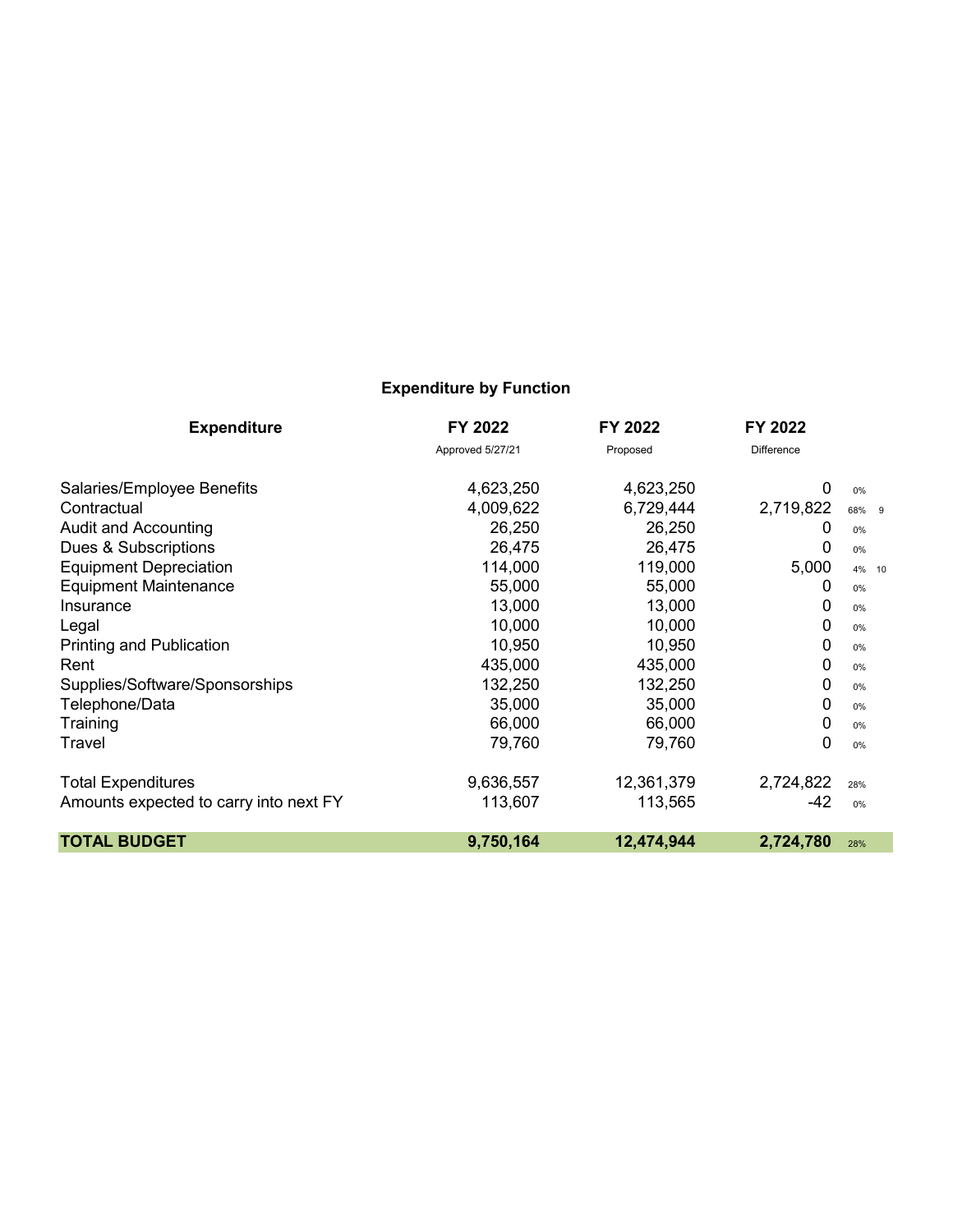## Expenditure by Function

| Expenditure | FY 2022<br>Approved 5/27/21 | FY 2022<br>Proposed | FY 2022<br>Difference | | |
|---|---|---|---|---|---|
| Salaries/Employee Benefits | 4,623,250 | 4,623,250 | 0 | 0% | |
| Contractual | 4,009,622 | 6,729,444 | 2,719,822 | 68% | 9 |
| Audit and Accounting | 26,250 | 26,250 | 0 | 0% | |
| Dues & Subscriptions | 26,475 | 26,475 | 0 | 0% | |
| Equipment Depreciation | 114,000 | 119,000 | 5,000 | 4% | 10 |
| Equipment Maintenance | 55,000 | 55,000 | 0 | 0% | |
| Insurance | 13,000 | 13,000 | 0 | 0% | |
| Legal | 10,000 | 10,000 | 0 | 0% | |
| Printing and Publication | 10,950 | 10,950 | 0 | 0% | |
| Rent | 435,000 | 435,000 | 0 | 0% | |
| Supplies/Software/Sponsorships | 132,250 | 132,250 | 0 | 0% | |
| Telephone/Data | 35,000 | 35,000 | 0 | 0% | |
| Training | 66,000 | 66,000 | 0 | 0% | |
| Travel | 79,760 | 79,760 | 0 | 0% | |
| | | | | | |
| Total Expenditures | 9,636,557 | 12,361,379 | 2,724,822 | 28% | |
| Amounts expected to carry into next FY | 113,607 | 113,565 | -42 | 0% | |
| | | | | | |
| **TOTAL BUDGET** | **9,750,164** | **12,474,944** | **2,724,780** | 28% | |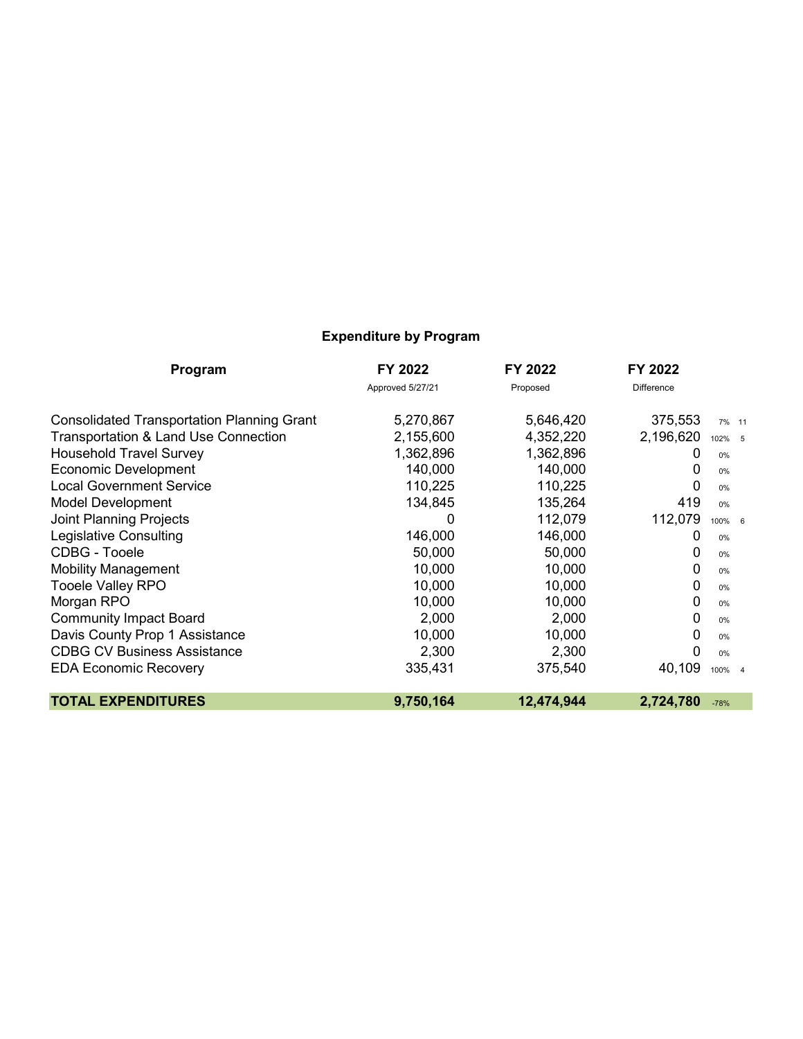## Expenditure by Program

| Program | FY 2022<br>Approved 5/27/21 | FY 2022<br>Proposed | FY 2022<br>Difference | | |
|---|---|---|---|---|---|
| Consolidated Transportation Planning Grant | 5,270,867 | 5,646,420 | 375,553 | 7% | 11 |
| Transportation & Land Use Connection | 2,155,600 | 4,352,220 | 2,196,620 | 102% | 5 |
| Household Travel Survey | 1,362,896 | 1,362,896 | 0 | 0% | |
| Economic Development | 140,000 | 140,000 | 0 | 0% | |
| Local Government Service | 110,225 | 110,225 | 0 | 0% | |
| Model Development | 134,845 | 135,264 | 419 | 0% | |
| Joint Planning Projects | 0 | 112,079 | 112,079 | 100% | 6 |
| Legislative Consulting | 146,000 | 146,000 | 0 | 0% | |
| CDBG - Tooele | 50,000 | 50,000 | 0 | 0% | |
| Mobility Management | 10,000 | 10,000 | 0 | 0% | |
| Tooele Valley RPO | 10,000 | 10,000 | 0 | 0% | |
| Morgan RPO | 10,000 | 10,000 | 0 | 0% | |
| Community Impact Board | 2,000 | 2,000 | 0 | 0% | |
| Davis County Prop 1 Assistance | 10,000 | 10,000 | 0 | 0% | |
| CDBG CV Business Assistance | 2,300 | 2,300 | 0 | 0% | |
| EDA Economic Recovery | 335,431 | 375,540 | 40,109 | 100% | 4 |
| **TOTAL EXPENDITURES** | **9,750,164** | **12,474,944** | **2,724,780** | -78% | |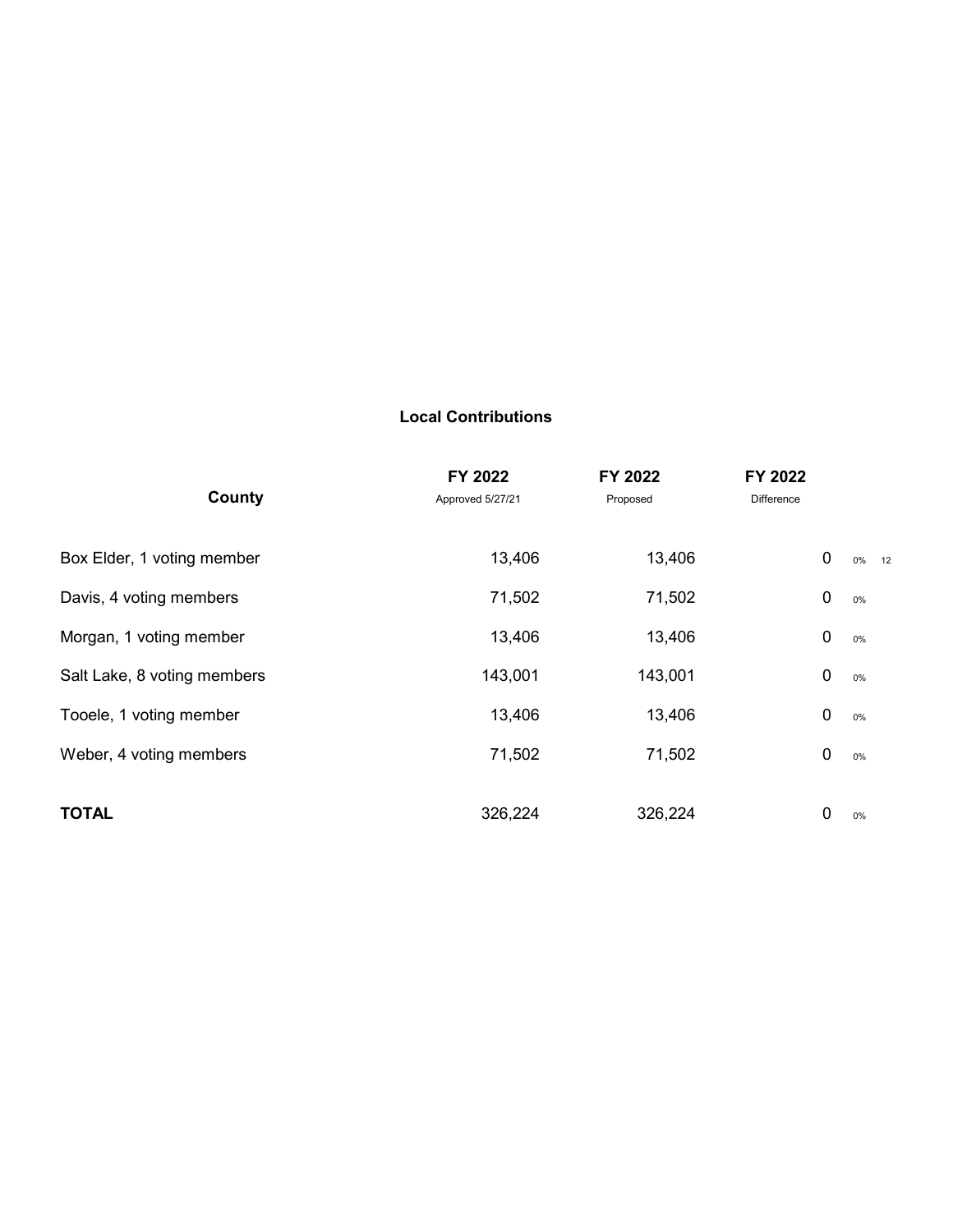## Local Contributions

| County | FY 2022 Approved 5/27/21 | FY 2022 Proposed | FY 2022 Difference | | |
|---|---|---|---|---|---|
| Box Elder, 1 voting member | 13,406 | 13,406 | 0 | 0% | 12 |
| Davis, 4 voting members | 71,502 | 71,502 | 0 | 0% | |
| Morgan, 1 voting member | 13,406 | 13,406 | 0 | 0% | |
| Salt Lake, 8 voting members | 143,001 | 143,001 | 0 | 0% | |
| Tooele, 1 voting member | 13,406 | 13,406 | 0 | 0% | |
| Weber, 4 voting members | 71,502 | 71,502 | 0 | 0% | |
| **TOTAL** | 326,224 | 326,224 | 0 | 0% | |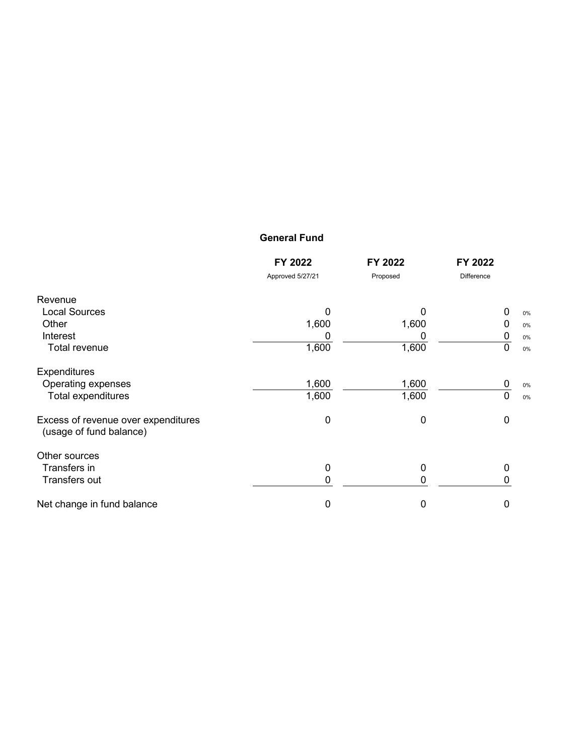## General Fund

| | FY 2022 | FY 2022 | FY 2022 | |
|---|---|---|---|---|
| | Approved 5/27/21 | Proposed | Difference | |
| Revenue | | | | |
| Local Sources | 0 | 0 | 0 | 0% |
| Other | 1,600 | 1,600 | 0 | 0% |
| Interest | 0 | 0 | 0 | 0% |
| Total revenue | 1,600 | 1,600 | 0 | 0% |
| Expenditures | | | | |
| Operating expenses | 1,600 | 1,600 | 0 | 0% |
| Total expenditures | 1,600 | 1,600 | 0 | 0% |
| Excess of revenue over expenditures (usage of fund balance) | 0 | 0 | 0 | |
| Other sources | | | | |
| Transfers in | 0 | 0 | 0 | |
| Transfers out | 0 | 0 | 0 | |
| Net change in fund balance | 0 | 0 | 0 | |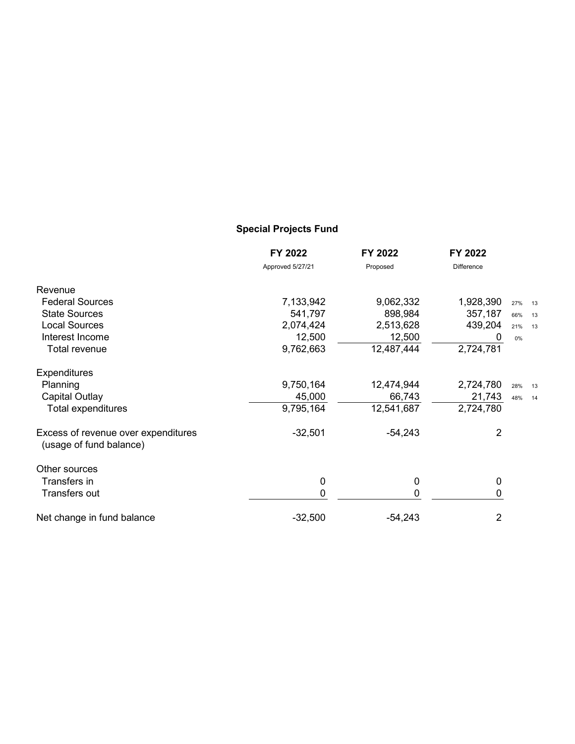## Special Projects Fund

| | FY 2022 | FY 2022 | FY 2022 | | |
|---|---|---|---|---|---|
| | Approved 5/27/21 | Proposed | Difference | | |
| Revenue | | | | | |
| Federal Sources | 7,133,942 | 9,062,332 | 1,928,390 | 27% | 13 |
| State Sources | 541,797 | 898,984 | 357,187 | 66% | 13 |
| Local Sources | 2,074,424 | 2,513,628 | 439,204 | 21% | 13 |
| Interest Income | 12,500 | 12,500 | 0 | 0% | |
| Total revenue | 9,762,663 | 12,487,444 | 2,724,781 | | |
| Expenditures | | | | | |
| Planning | 9,750,164 | 12,474,944 | 2,724,780 | 28% | 13 |
| Capital Outlay | 45,000 | 66,743 | 21,743 | 48% | 14 |
| Total expenditures | 9,795,164 | 12,541,687 | 2,724,780 | | |
| Excess of revenue over expenditures (usage of fund balance) | -32,501 | -54,243 | 2 | | |
| Other sources | | | | | |
| Transfers in | 0 | 0 | 0 | | |
| Transfers out | 0 | 0 | 0 | | |
| Net change in fund balance | -32,500 | -54,243 | 2 | | |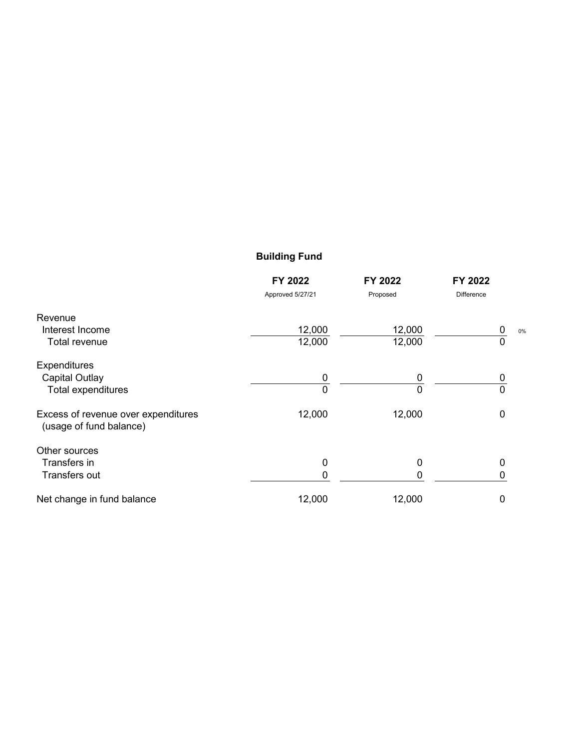## Building Fund

| | FY 2022<br>Approved 5/27/21 | FY 2022<br>Proposed | FY 2022<br>Difference | |
|---|---|---|---|---|
| Revenue | | | | |
| Interest Income | 12,000 | 12,000 | 0 | 0% |
| Total revenue | 12,000 | 12,000 | 0 | |
| Expenditures | | | | |
| Capital Outlay | 0 | 0 | 0 | |
| Total expenditures | 0 | 0 | 0 | |
| Excess of revenue over expenditures (usage of fund balance) | 12,000 | 12,000 | 0 | |
| Other sources | | | | |
| Transfers in | 0 | 0 | 0 | |
| Transfers out | 0 | 0 | 0 | |
| Net change in fund balance | 12,000 | 12,000 | 0 | |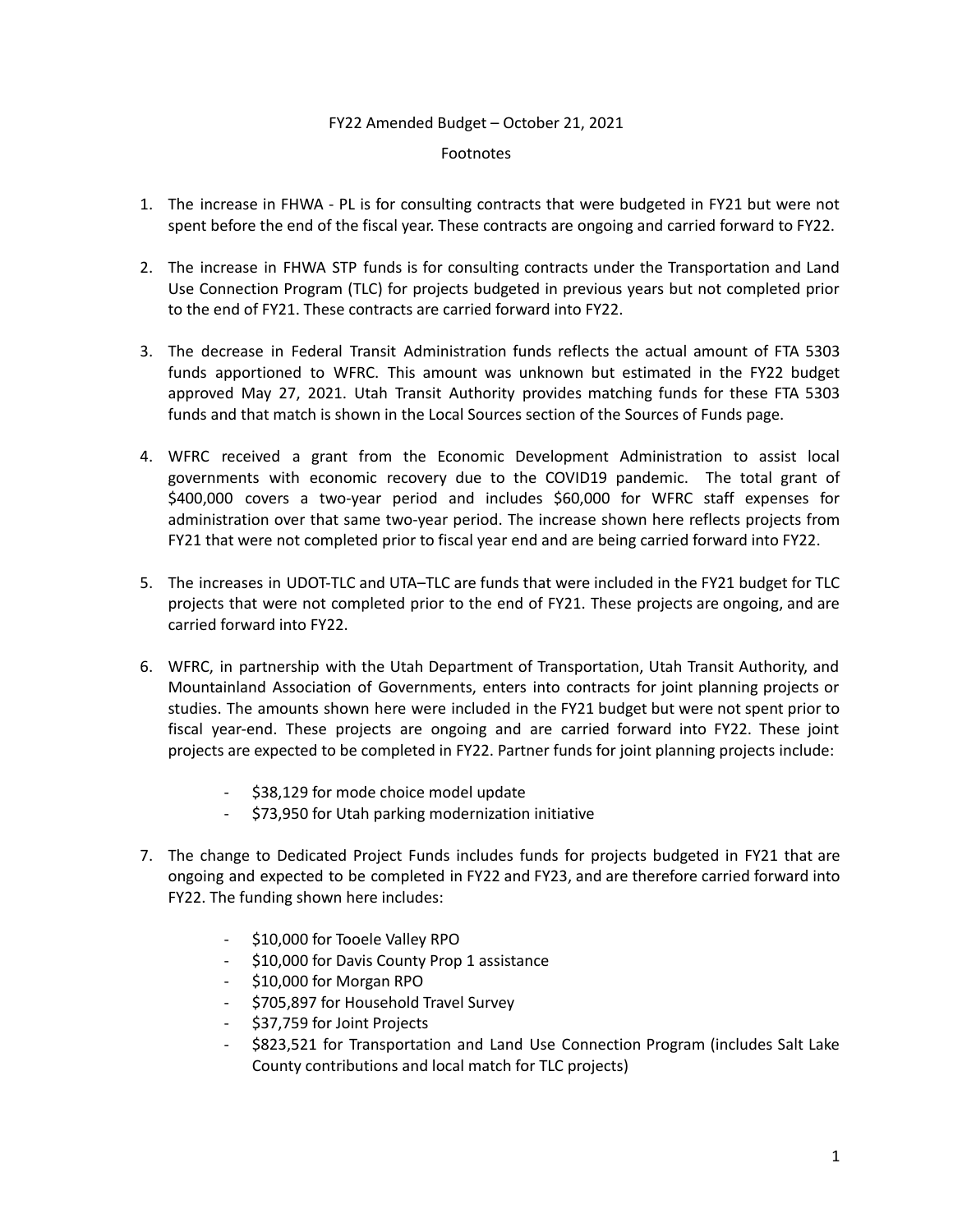FY22 Amended Budget – October 21, 2021

Footnotes

1. The increase in FHWA - PL is for consulting contracts that were budgeted in FY21 but were not spent before the end of the fiscal year. These contracts are ongoing and carried forward to FY22.

2. The increase in FHWA STP funds is for consulting contracts under the Transportation and Land Use Connection Program (TLC) for projects budgeted in previous years but not completed prior to the end of FY21. These contracts are carried forward into FY22.

3. The decrease in Federal Transit Administration funds reflects the actual amount of FTA 5303 funds apportioned to WFRC. This amount was unknown but estimated in the FY22 budget approved May 27, 2021. Utah Transit Authority provides matching funds for these FTA 5303 funds and that match is shown in the Local Sources section of the Sources of Funds page.

4. WFRC received a grant from the Economic Development Administration to assist local governments with economic recovery due to the COVID19 pandemic. The total grant of $400,000 covers a two-year period and includes $60,000 for WFRC staff expenses for administration over that same two-year period. The increase shown here reflects projects from FY21 that were not completed prior to fiscal year end and are being carried forward into FY22.

5. The increases in UDOT-TLC and UTA–TLC are funds that were included in the FY21 budget for TLC projects that were not completed prior to the end of FY21. These projects are ongoing, and are carried forward into FY22.

6. WFRC, in partnership with the Utah Department of Transportation, Utah Transit Authority, and Mountainland Association of Governments, enters into contracts for joint planning projects or studies. The amounts shown here were included in the FY21 budget but were not spent prior to fiscal year-end. These projects are ongoing and are carried forward into FY22. These joint projects are expected to be completed in FY22. Partner funds for joint planning projects include:

   - $38,129 for mode choice model update
   - $73,950 for Utah parking modernization initiative

7. The change to Dedicated Project Funds includes funds for projects budgeted in FY21 that are ongoing and expected to be completed in FY22 and FY23, and are therefore carried forward into FY22. The funding shown here includes:

   - $10,000 for Tooele Valley RPO
   - $10,000 for Davis County Prop 1 assistance
   - $10,000 for Morgan RPO
   - $705,897 for Household Travel Survey
   - $37,759 for Joint Projects
   - $823,521 for Transportation and Land Use Connection Program (includes Salt Lake County contributions and local match for TLC projects)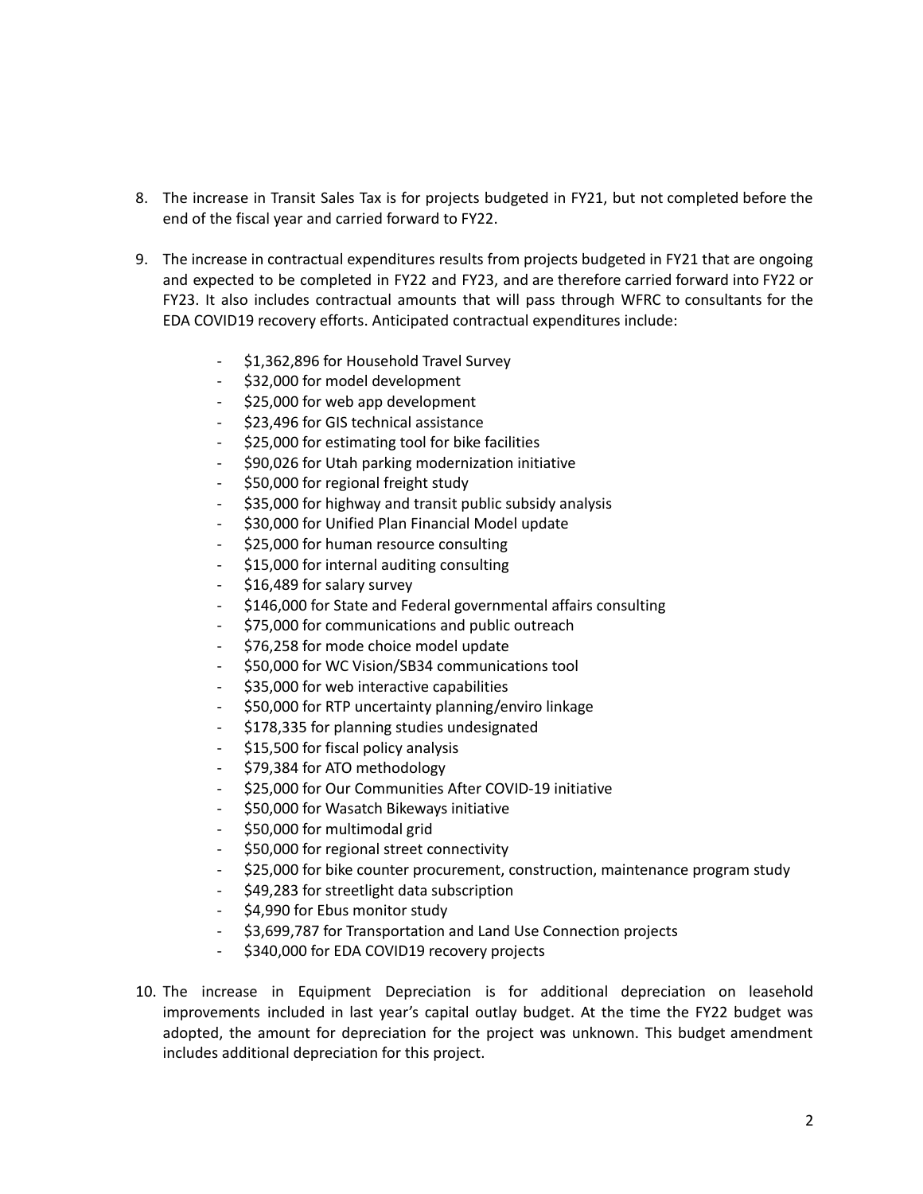8. The increase in Transit Sales Tax is for projects budgeted in FY21, but not completed before the end of the fiscal year and carried forward to FY22.

9. The increase in contractual expenditures results from projects budgeted in FY21 that are ongoing and expected to be completed in FY22 and FY23, and are therefore carried forward into FY22 or FY23. It also includes contractual amounts that will pass through WFRC to consultants for the EDA COVID19 recovery efforts. Anticipated contractual expenditures include:

   - $1,362,896 for Household Travel Survey
   - $32,000 for model development
   - $25,000 for web app development
   - $23,496 for GIS technical assistance
   - $25,000 for estimating tool for bike facilities
   - $90,026 for Utah parking modernization initiative
   - $50,000 for regional freight study
   - $35,000 for highway and transit public subsidy analysis
   - $30,000 for Unified Plan Financial Model update
   - $25,000 for human resource consulting
   - $15,000 for internal auditing consulting
   - $16,489 for salary survey
   - $146,000 for State and Federal governmental affairs consulting
   - $75,000 for communications and public outreach
   - $76,258 for mode choice model update
   - $50,000 for WC Vision/SB34 communications tool
   - $35,000 for web interactive capabilities
   - $50,000 for RTP uncertainty planning/enviro linkage
   - $178,335 for planning studies undesignated
   - $15,500 for fiscal policy analysis
   - $79,384 for ATO methodology
   - $25,000 for Our Communities After COVID-19 initiative
   - $50,000 for Wasatch Bikeways initiative
   - $50,000 for multimodal grid
   - $50,000 for regional street connectivity
   - $25,000 for bike counter procurement, construction, maintenance program study
   - $49,283 for streetlight data subscription
   - $4,990 for Ebus monitor study
   - $3,699,787 for Transportation and Land Use Connection projects
   - $340,000 for EDA COVID19 recovery projects

10. The increase in Equipment Depreciation is for additional depreciation on leasehold improvements included in last year's capital outlay budget. At the time the FY22 budget was adopted, the amount for depreciation for the project was unknown. This budget amendment includes additional depreciation for this project.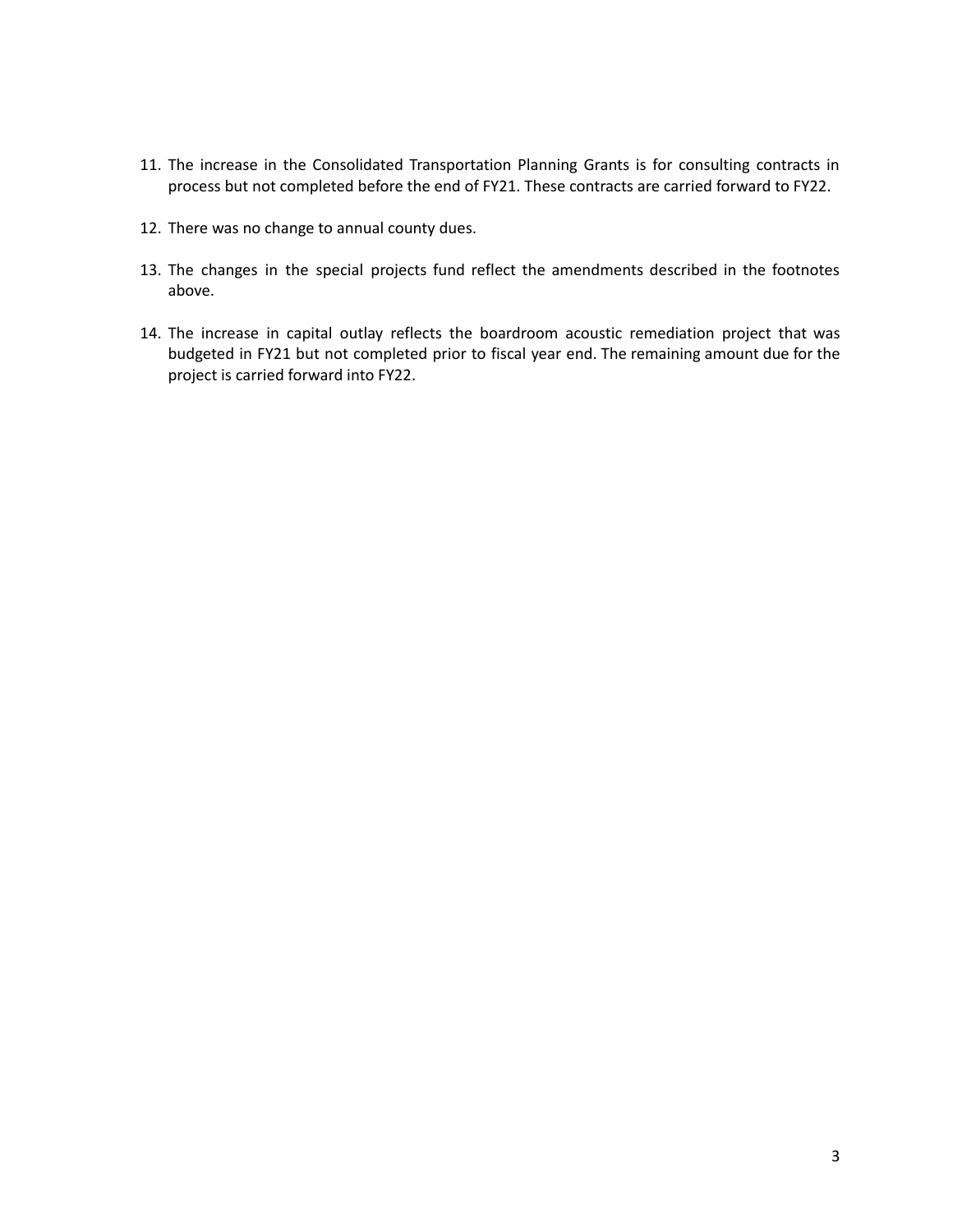11. The increase in the Consolidated Transportation Planning Grants is for consulting contracts in process but not completed before the end of FY21. These contracts are carried forward to FY22.

12. There was no change to annual county dues.

13. The changes in the special projects fund reflect the amendments described in the footnotes above.

14. The increase in capital outlay reflects the boardroom acoustic remediation project that was budgeted in FY21 but not completed prior to fiscal year end. The remaining amount due for the project is carried forward into FY22.